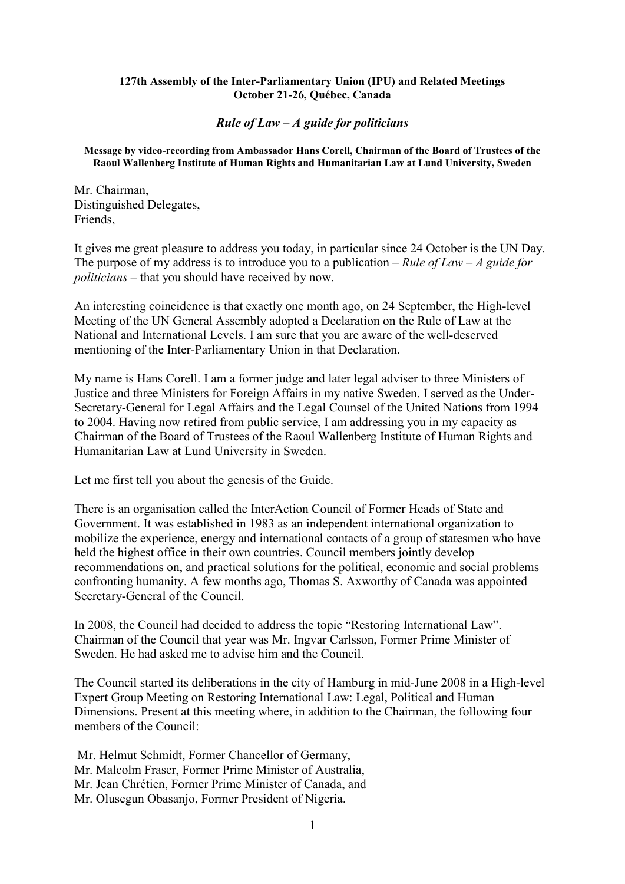**127th Assembly of the Inter-Parliamentary Union (IPU) and Related Meetings**
**October 21-26, Québec, Canada**

## *Rule of Law – A guide for politicians*

**Message by video-recording from Ambassador Hans Corell, Chairman of the Board of Trustees of the Raoul Wallenberg Institute of Human Rights and Humanitarian Law at Lund University, Sweden**

Mr. Chairman,
Distinguished Delegates,
Friends,

It gives me great pleasure to address you today, in particular since 24 October is the UN Day. The purpose of my address is to introduce you to a publication – *Rule of Law – A guide for politicians* – that you should have received by now.

An interesting coincidence is that exactly one month ago, on 24 September, the High-level Meeting of the UN General Assembly adopted a Declaration on the Rule of Law at the National and International Levels. I am sure that you are aware of the well-deserved mentioning of the Inter-Parliamentary Union in that Declaration.

My name is Hans Corell. I am a former judge and later legal adviser to three Ministers of Justice and three Ministers for Foreign Affairs in my native Sweden. I served as the Under-Secretary-General for Legal Affairs and the Legal Counsel of the United Nations from 1994 to 2004. Having now retired from public service, I am addressing you in my capacity as Chairman of the Board of Trustees of the Raoul Wallenberg Institute of Human Rights and Humanitarian Law at Lund University in Sweden.

Let me first tell you about the genesis of the Guide.

There is an organisation called the InterAction Council of Former Heads of State and Government. It was established in 1983 as an independent international organization to mobilize the experience, energy and international contacts of a group of statesmen who have held the highest office in their own countries. Council members jointly develop recommendations on, and practical solutions for the political, economic and social problems confronting humanity. A few months ago, Thomas S. Axworthy of Canada was appointed Secretary-General of the Council.

In 2008, the Council had decided to address the topic "Restoring International Law". Chairman of the Council that year was Mr. Ingvar Carlsson, Former Prime Minister of Sweden. He had asked me to advise him and the Council.

The Council started its deliberations in the city of Hamburg in mid-June 2008 in a High-level Expert Group Meeting on Restoring International Law: Legal, Political and Human Dimensions. Present at this meeting where, in addition to the Chairman, the following four members of the Council:

Mr. Helmut Schmidt, Former Chancellor of Germany,
Mr. Malcolm Fraser, Former Prime Minister of Australia,
Mr. Jean Chrétien, Former Prime Minister of Canada, and
Mr. Olusegun Obasanjo, Former President of Nigeria.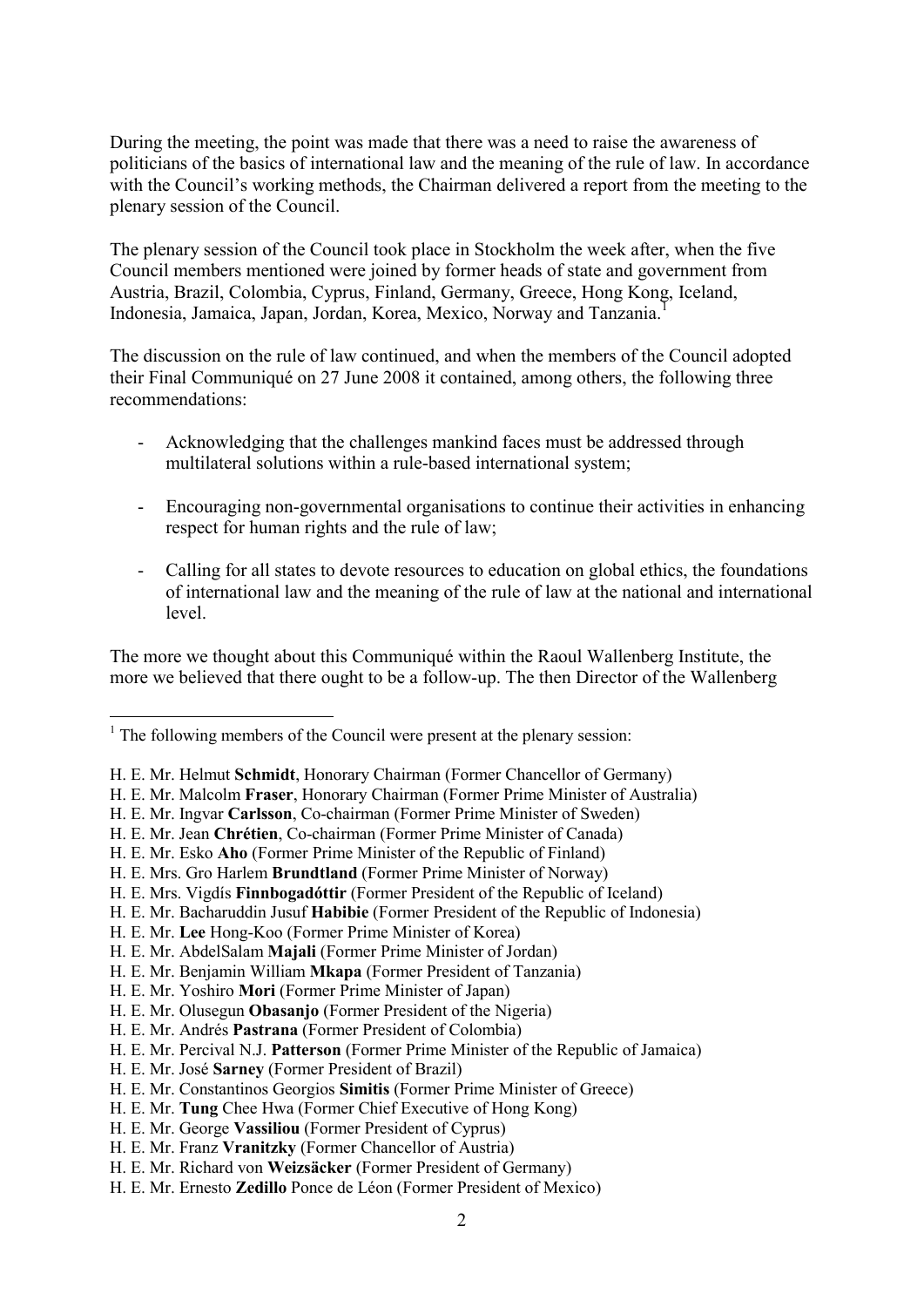During the meeting, the point was made that there was a need to raise the awareness of politicians of the basics of international law and the meaning of the rule of law. In accordance with the Council's working methods, the Chairman delivered a report from the meeting to the plenary session of the Council.

The plenary session of the Council took place in Stockholm the week after, when the five Council members mentioned were joined by former heads of state and government from Austria, Brazil, Colombia, Cyprus, Finland, Germany, Greece, Hong Kong, Iceland, Indonesia, Jamaica, Japan, Jordan, Korea, Mexico, Norway and Tanzania.[1]

The discussion on the rule of law continued, and when the members of the Council adopted their Final Communiqué on 27 June 2008 it contained, among others, the following three recommendations:

- Acknowledging that the challenges mankind faces must be addressed through multilateral solutions within a rule-based international system;

- Encouraging non-governmental organisations to continue their activities in enhancing respect for human rights and the rule of law;

- Calling for all states to devote resources to education on global ethics, the foundations of international law and the meaning of the rule of law at the national and international level.

The more we thought about this Communiqué within the Raoul Wallenberg Institute, the more we believed that there ought to be a follow-up. The then Director of the Wallenberg

---

[1] The following members of the Council were present at the plenary session:

H. E. Mr. Helmut **Schmidt**, Honorary Chairman (Former Chancellor of Germany)
H. E. Mr. Malcolm **Fraser**, Honorary Chairman (Former Prime Minister of Australia)
H. E. Mr. Ingvar **Carlsson**, Co-chairman (Former Prime Minister of Sweden)
H. E. Mr. Jean **Chrétien**, Co-chairman (Former Prime Minister of Canada)
H. E. Mr. Esko **Aho** (Former Prime Minister of the Republic of Finland)
H. E. Mrs. Gro Harlem **Brundtland** (Former Prime Minister of Norway)
H. E. Mrs. Vigdís **Finnbogadóttir** (Former President of the Republic of Iceland)
H. E. Mr. Bacharuddin Jusuf **Habibie** (Former President of the Republic of Indonesia)
H. E. Mr. **Lee** Hong-Koo (Former Prime Minister of Korea)
H. E. Mr. AbdelSalam **Majali** (Former Prime Minister of Jordan)
H. E. Mr. Benjamin William **Mkapa** (Former President of Tanzania)
H. E. Mr. Yoshiro **Mori** (Former Prime Minister of Japan)
H. E. Mr. Olusegun **Obasanjo** (Former President of the Nigeria)
H. E. Mr. Andrés **Pastrana** (Former President of Colombia)
H. E. Mr. Percival N.J. **Patterson** (Former Prime Minister of the Republic of Jamaica)
H. E. Mr. José **Sarney** (Former President of Brazil)
H. E. Mr. Constantinos Georgios **Simitis** (Former Prime Minister of Greece)
H. E. Mr. **Tung** Chee Hwa (Former Chief Executive of Hong Kong)
H. E. Mr. George **Vassiliou** (Former President of Cyprus)
H. E. Mr. Franz **Vranitzky** (Former Chancellor of Austria)
H. E. Mr. Richard von **Weizsäcker** (Former President of Germany)
H. E. Mr. Ernesto **Zedillo** Ponce de Léon (Former President of Mexico)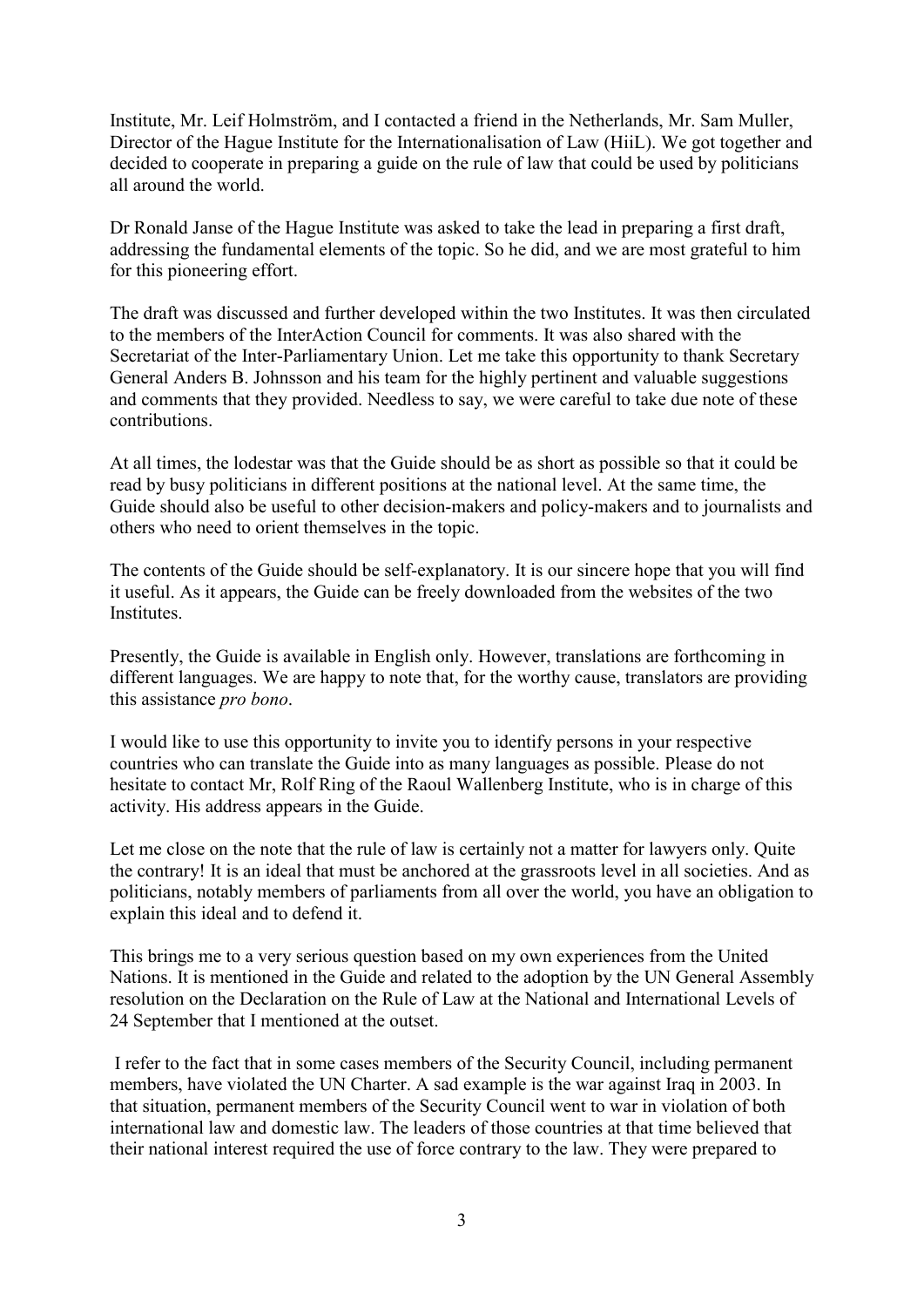Institute, Mr. Leif Holmström, and I contacted a friend in the Netherlands, Mr. Sam Muller, Director of the Hague Institute for the Internationalisation of Law (HiiL). We got together and decided to cooperate in preparing a guide on the rule of law that could be used by politicians all around the world.

Dr Ronald Janse of the Hague Institute was asked to take the lead in preparing a first draft, addressing the fundamental elements of the topic. So he did, and we are most grateful to him for this pioneering effort.

The draft was discussed and further developed within the two Institutes. It was then circulated to the members of the InterAction Council for comments. It was also shared with the Secretariat of the Inter-Parliamentary Union. Let me take this opportunity to thank Secretary General Anders B. Johnsson and his team for the highly pertinent and valuable suggestions and comments that they provided. Needless to say, we were careful to take due note of these contributions.

At all times, the lodestar was that the Guide should be as short as possible so that it could be read by busy politicians in different positions at the national level. At the same time, the Guide should also be useful to other decision-makers and policy-makers and to journalists and others who need to orient themselves in the topic.

The contents of the Guide should be self-explanatory. It is our sincere hope that you will find it useful. As it appears, the Guide can be freely downloaded from the websites of the two Institutes.

Presently, the Guide is available in English only. However, translations are forthcoming in different languages. We are happy to note that, for the worthy cause, translators are providing this assistance *pro bono*.

I would like to use this opportunity to invite you to identify persons in your respective countries who can translate the Guide into as many languages as possible. Please do not hesitate to contact Mr, Rolf Ring of the Raoul Wallenberg Institute, who is in charge of this activity. His address appears in the Guide.

Let me close on the note that the rule of law is certainly not a matter for lawyers only. Quite the contrary! It is an ideal that must be anchored at the grassroots level in all societies. And as politicians, notably members of parliaments from all over the world, you have an obligation to explain this ideal and to defend it.

This brings me to a very serious question based on my own experiences from the United Nations. It is mentioned in the Guide and related to the adoption by the UN General Assembly resolution on the Declaration on the Rule of Law at the National and International Levels of 24 September that I mentioned at the outset.

I refer to the fact that in some cases members of the Security Council, including permanent members, have violated the UN Charter. A sad example is the war against Iraq in 2003. In that situation, permanent members of the Security Council went to war in violation of both international law and domestic law. The leaders of those countries at that time believed that their national interest required the use of force contrary to the law. They were prepared to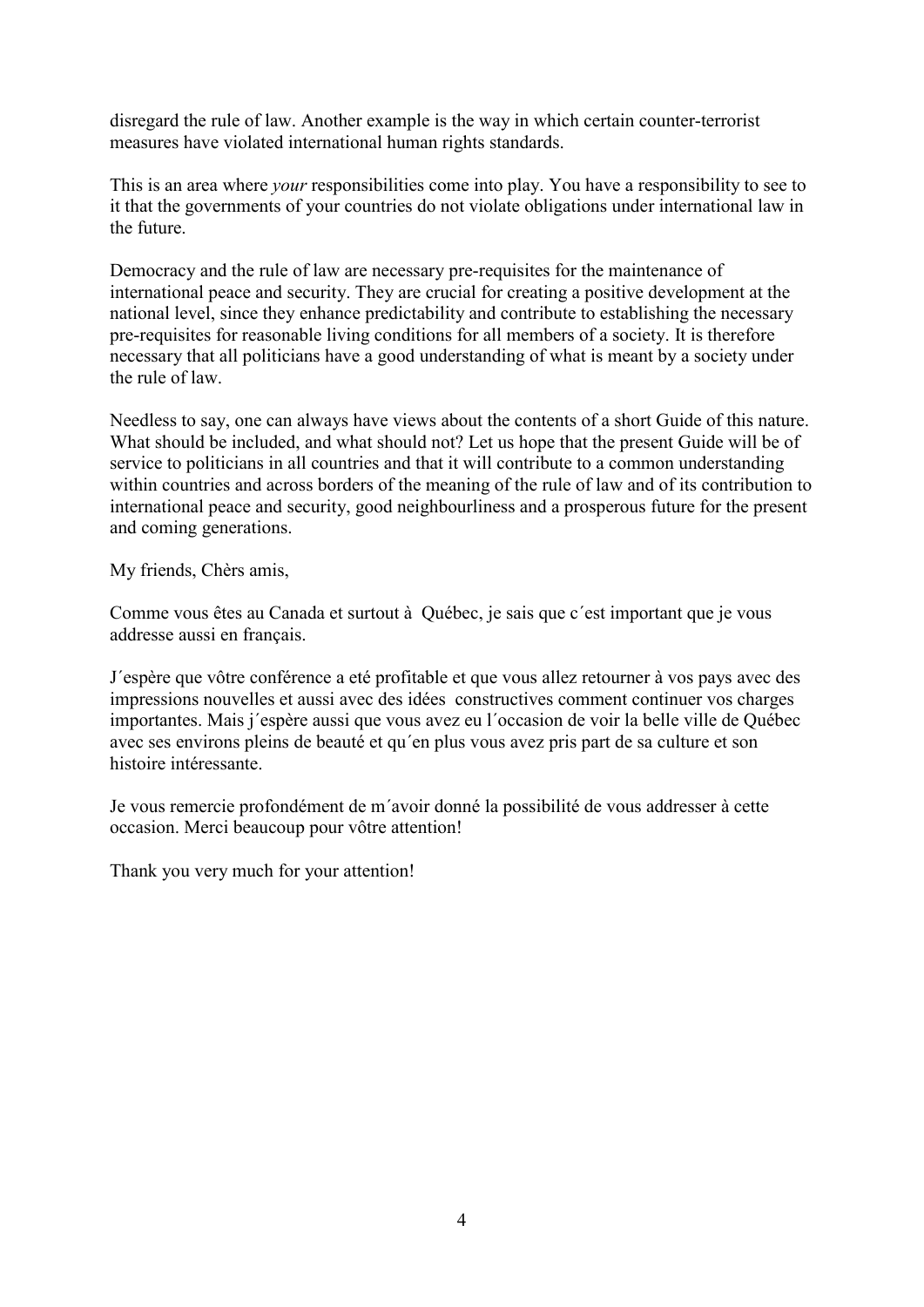disregard the rule of law. Another example is the way in which certain counter-terrorist measures have violated international human rights standards.

This is an area where *your* responsibilities come into play. You have a responsibility to see to it that the governments of your countries do not violate obligations under international law in the future.

Democracy and the rule of law are necessary pre-requisites for the maintenance of international peace and security. They are crucial for creating a positive development at the national level, since they enhance predictability and contribute to establishing the necessary pre-requisites for reasonable living conditions for all members of a society. It is therefore necessary that all politicians have a good understanding of what is meant by a society under the rule of law.

Needless to say, one can always have views about the contents of a short Guide of this nature. What should be included, and what should not? Let us hope that the present Guide will be of service to politicians in all countries and that it will contribute to a common understanding within countries and across borders of the meaning of the rule of law and of its contribution to international peace and security, good neighbourliness and a prosperous future for the present and coming generations.

My friends, Chèrs amis,

Comme vous êtes au Canada et surtout à Québec, je sais que c´est important que je vous addresse aussi en français.

J´espère que vôtre conférence a eté profitable et que vous allez retourner à vos pays avec des impressions nouvelles et aussi avec des idées constructives comment continuer vos charges importantes. Mais j´espère aussi que vous avez eu l´occasion de voir la belle ville de Québec avec ses environs pleins de beauté et qu´en plus vous avez pris part de sa culture et son histoire intéressante.

Je vous remercie profondément de m´avoir donné la possibilité de vous addresser à cette occasion. Merci beaucoup pour vôtre attention!

Thank you very much for your attention!